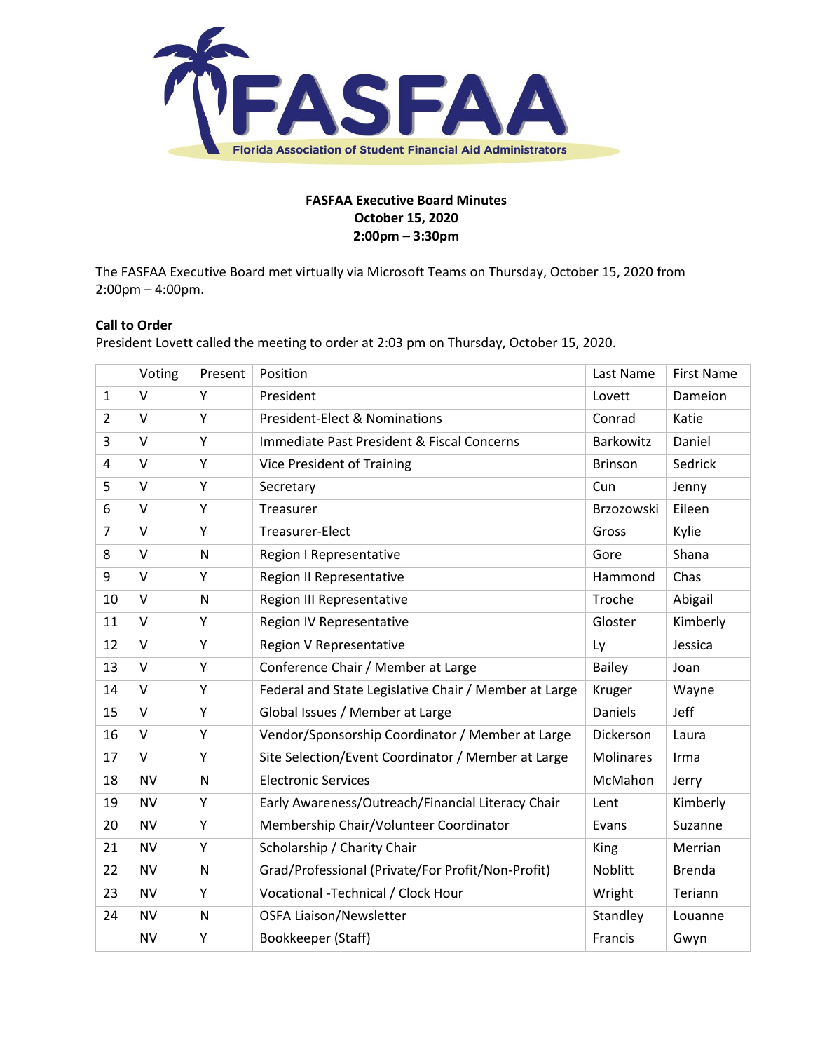# FASFAA Executive Board Minutes
**October 15, 2020**
**2:00pm – 3:30pm**

The FASFAA Executive Board met virtually via Microsoft Teams on Thursday, October 15, 2020 from 2:00pm – 4:00pm.

## Call to Order

President Lovett called the meeting to order at 2:03 pm on Thursday, October 15, 2020.

| | Voting | Present | Position | Last Name | First Name |
|---|---|---|---|---|---|
| 1 | V | Y | President | Lovett | Dameion |
| 2 | V | Y | President-Elect & Nominations | Conrad | Katie |
| 3 | V | Y | Immediate Past President & Fiscal Concerns | Barkowitz | Daniel |
| 4 | V | Y | Vice President of Training | Brinson | Sedrick |
| 5 | V | Y | Secretary | Cun | Jenny |
| 6 | V | Y | Treasurer | Brzozowski | Eileen |
| 7 | V | Y | Treasurer-Elect | Gross | Kylie |
| 8 | V | N | Region I Representative | Gore | Shana |
| 9 | V | Y | Region II Representative | Hammond | Chas |
| 10 | V | N | Region III Representative | Troche | Abigail |
| 11 | V | Y | Region IV Representative | Gloster | Kimberly |
| 12 | V | Y | Region V Representative | Ly | Jessica |
| 13 | V | Y | Conference Chair / Member at Large | Bailey | Joan |
| 14 | V | Y | Federal and State Legislative Chair / Member at Large | Kruger | Wayne |
| 15 | V | Y | Global Issues / Member at Large | Daniels | Jeff |
| 16 | V | Y | Vendor/Sponsorship Coordinator / Member at Large | Dickerson | Laura |
| 17 | V | Y | Site Selection/Event Coordinator / Member at Large | Molinares | Irma |
| 18 | NV | N | Electronic Services | McMahon | Jerry |
| 19 | NV | Y | Early Awareness/Outreach/Financial Literacy Chair | Lent | Kimberly |
| 20 | NV | Y | Membership Chair/Volunteer Coordinator | Evans | Suzanne |
| 21 | NV | Y | Scholarship / Charity Chair | King | Merrian |
| 22 | NV | N | Grad/Professional (Private/For Profit/Non-Profit) | Noblitt | Brenda |
| 23 | NV | Y | Vocational -Technical / Clock Hour | Wright | Teriann |
| 24 | NV | N | OSFA Liaison/Newsletter | Standley | Louanne |
| | NV | Y | Bookkeeper (Staff) | Francis | Gwyn |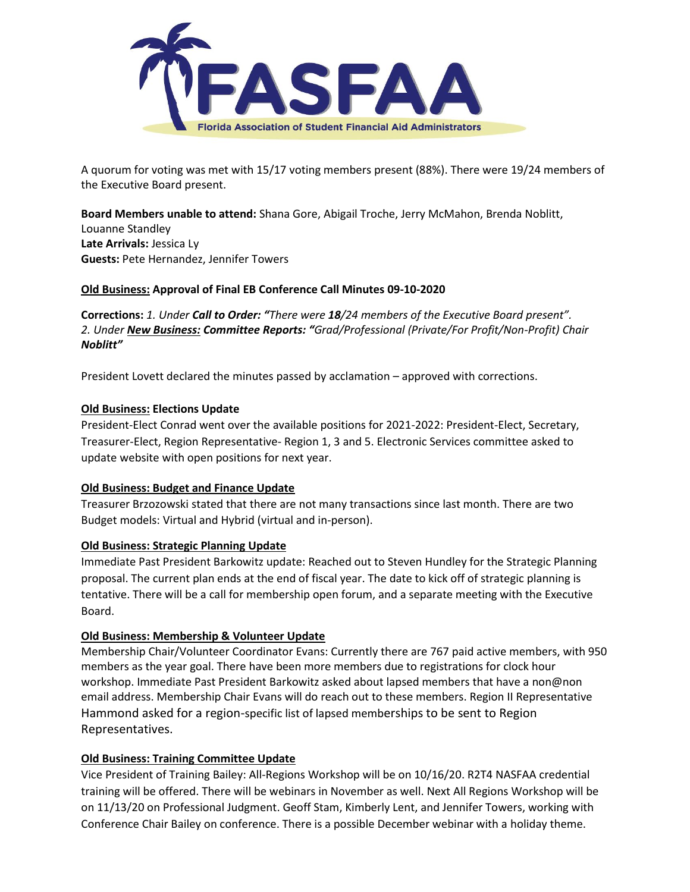A quorum for voting was met with 15/17 voting members present (88%). There were 19/24 members of the Executive Board present.

**Board Members unable to attend:** Shana Gore, Abigail Troche, Jerry McMahon, Brenda Noblitt, Louanne Standley
**Late Arrivals:** Jessica Ly
**Guests:** Pete Hernandez, Jennifer Towers

**Old Business: Approval of Final EB Conference Call Minutes 09-10-2020**

**Corrections:** *1. Under **Call to Order: "**There were **18**/24 members of the Executive Board present".*
*2. Under **New Business: Committee Reports: "**Grad/Professional (Private/For Profit/Non-Profit) Chair **Noblitt"***

President Lovett declared the minutes passed by acclamation – approved with corrections.

**Old Business: Elections Update**

President-Elect Conrad went over the available positions for 2021-2022: President-Elect, Secretary, Treasurer-Elect, Region Representative- Region 1, 3 and 5. Electronic Services committee asked to update website with open positions for next year.

**Old Business: Budget and Finance Update**

Treasurer Brzozowski stated that there are not many transactions since last month. There are two Budget models: Virtual and Hybrid (virtual and in-person).

**Old Business: Strategic Planning Update**

Immediate Past President Barkowitz update: Reached out to Steven Hundley for the Strategic Planning proposal. The current plan ends at the end of fiscal year. The date to kick off of strategic planning is tentative. There will be a call for membership open forum, and a separate meeting with the Executive Board.

**Old Business: Membership & Volunteer Update**

Membership Chair/Volunteer Coordinator Evans: Currently there are 767 paid active members, with 950 members as the year goal. There have been more members due to registrations for clock hour workshop. Immediate Past President Barkowitz asked about lapsed members that have a non@non email address. Membership Chair Evans will do reach out to these members. Region II Representative Hammond asked for a region-specific list of lapsed memberships to be sent to Region Representatives.

**Old Business: Training Committee Update**

Vice President of Training Bailey: All-Regions Workshop will be on 10/16/20. R2T4 NASFAA credential training will be offered. There will be webinars in November as well. Next All Regions Workshop will be on 11/13/20 on Professional Judgment. Geoff Stam, Kimberly Lent, and Jennifer Towers, working with Conference Chair Bailey on conference. There is a possible December webinar with a holiday theme.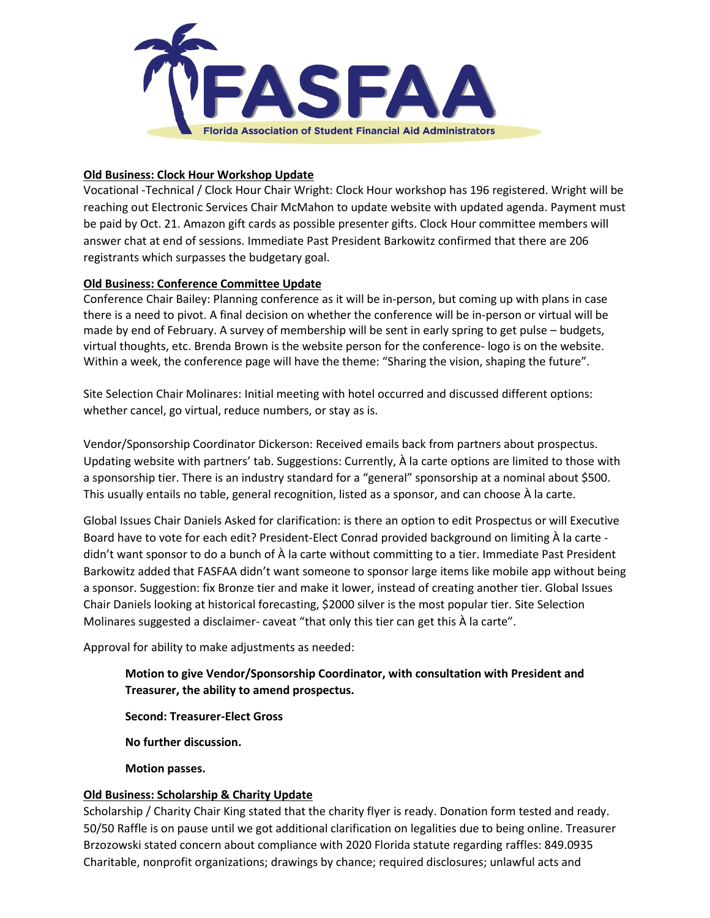**Old Business: Clock Hour Workshop Update**

Vocational -Technical / Clock Hour Chair Wright: Clock Hour workshop has 196 registered. Wright will be reaching out Electronic Services Chair McMahon to update website with updated agenda. Payment must be paid by Oct. 21. Amazon gift cards as possible presenter gifts. Clock Hour committee members will answer chat at end of sessions. Immediate Past President Barkowitz confirmed that there are 206 registrants which surpasses the budgetary goal.

**Old Business: Conference Committee Update**

Conference Chair Bailey: Planning conference as it will be in-person, but coming up with plans in case there is a need to pivot. A final decision on whether the conference will be in-person or virtual will be made by end of February. A survey of membership will be sent in early spring to get pulse – budgets, virtual thoughts, etc. Brenda Brown is the website person for the conference- logo is on the website. Within a week, the conference page will have the theme: "Sharing the vision, shaping the future".

Site Selection Chair Molinares: Initial meeting with hotel occurred and discussed different options: whether cancel, go virtual, reduce numbers, or stay as is.

Vendor/Sponsorship Coordinator Dickerson: Received emails back from partners about prospectus. Updating website with partners' tab. Suggestions: Currently, À la carte options are limited to those with a sponsorship tier. There is an industry standard for a "general" sponsorship at a nominal about $500. This usually entails no table, general recognition, listed as a sponsor, and can choose À la carte.

Global Issues Chair Daniels Asked for clarification: is there an option to edit Prospectus or will Executive Board have to vote for each edit? President-Elect Conrad provided background on limiting À la carte - didn't want sponsor to do a bunch of À la carte without committing to a tier. Immediate Past President Barkowitz added that FASFAA didn't want someone to sponsor large items like mobile app without being a sponsor. Suggestion: fix Bronze tier and make it lower, instead of creating another tier. Global Issues Chair Daniels looking at historical forecasting, $2000 silver is the most popular tier. Site Selection Molinares suggested a disclaimer- caveat "that only this tier can get this À la carte".

Approval for ability to make adjustments as needed:

> **Motion to give Vendor/Sponsorship Coordinator, with consultation with President and Treasurer, the ability to amend prospectus.**
>
> **Second: Treasurer-Elect Gross**
>
> **No further discussion.**
>
> **Motion passes.**

**Old Business: Scholarship & Charity Update**

Scholarship / Charity Chair King stated that the charity flyer is ready. Donation form tested and ready. 50/50 Raffle is on pause until we got additional clarification on legalities due to being online. Treasurer Brzozowski stated concern about compliance with 2020 Florida statute regarding raffles: 849.0935 Charitable, nonprofit organizations; drawings by chance; required disclosures; unlawful acts and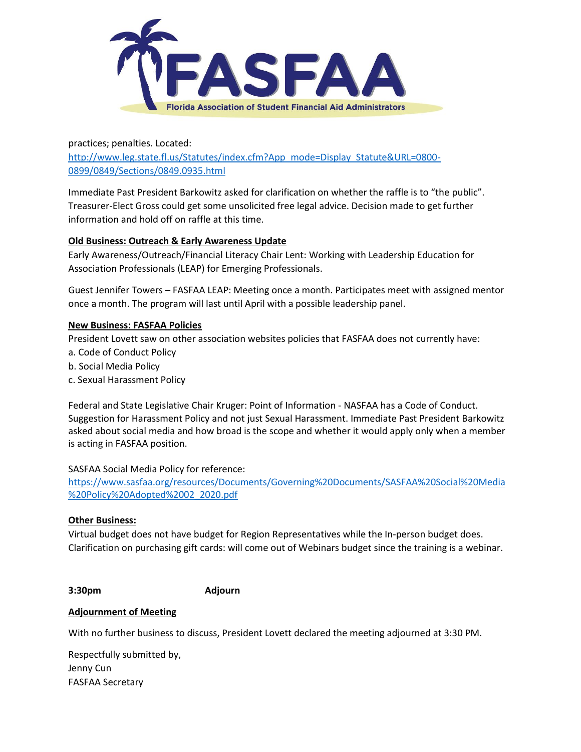practices; penalties. Located:
http://www.leg.state.fl.us/Statutes/index.cfm?App_mode=Display_Statute&URL=0800-0899/0849/Sections/0849.0935.html

Immediate Past President Barkowitz asked for clarification on whether the raffle is to "the public". Treasurer-Elect Gross could get some unsolicited free legal advice. Decision made to get further information and hold off on raffle at this time.

**Old Business: Outreach & Early Awareness Update**

Early Awareness/Outreach/Financial Literacy Chair Lent: Working with Leadership Education for Association Professionals (LEAP) for Emerging Professionals.

Guest Jennifer Towers – FASFAA LEAP: Meeting once a month. Participates meet with assigned mentor once a month. The program will last until April with a possible leadership panel.

**New Business: FASFAA Policies**

President Lovett saw on other association websites policies that FASFAA does not currently have:

a. Code of Conduct Policy
b. Social Media Policy
c. Sexual Harassment Policy

Federal and State Legislative Chair Kruger: Point of Information - NASFAA has a Code of Conduct. Suggestion for Harassment Policy and not just Sexual Harassment. Immediate Past President Barkowitz asked about social media and how broad is the scope and whether it would apply only when a member is acting in FASFAA position.

SASFAA Social Media Policy for reference:
https://www.sasfaa.org/resources/Documents/Governing%20Documents/SASFAA%20Social%20Media%20Policy%20Adopted%2002_2020.pdf

**Other Business:**

Virtual budget does not have budget for Region Representatives while the In-person budget does. Clarification on purchasing gift cards: will come out of Webinars budget since the training is a webinar.

**3:30pm** **Adjourn**

**Adjournment of Meeting**

With no further business to discuss, President Lovett declared the meeting adjourned at 3:30 PM.

Respectfully submitted by,
Jenny Cun
FASFAA Secretary